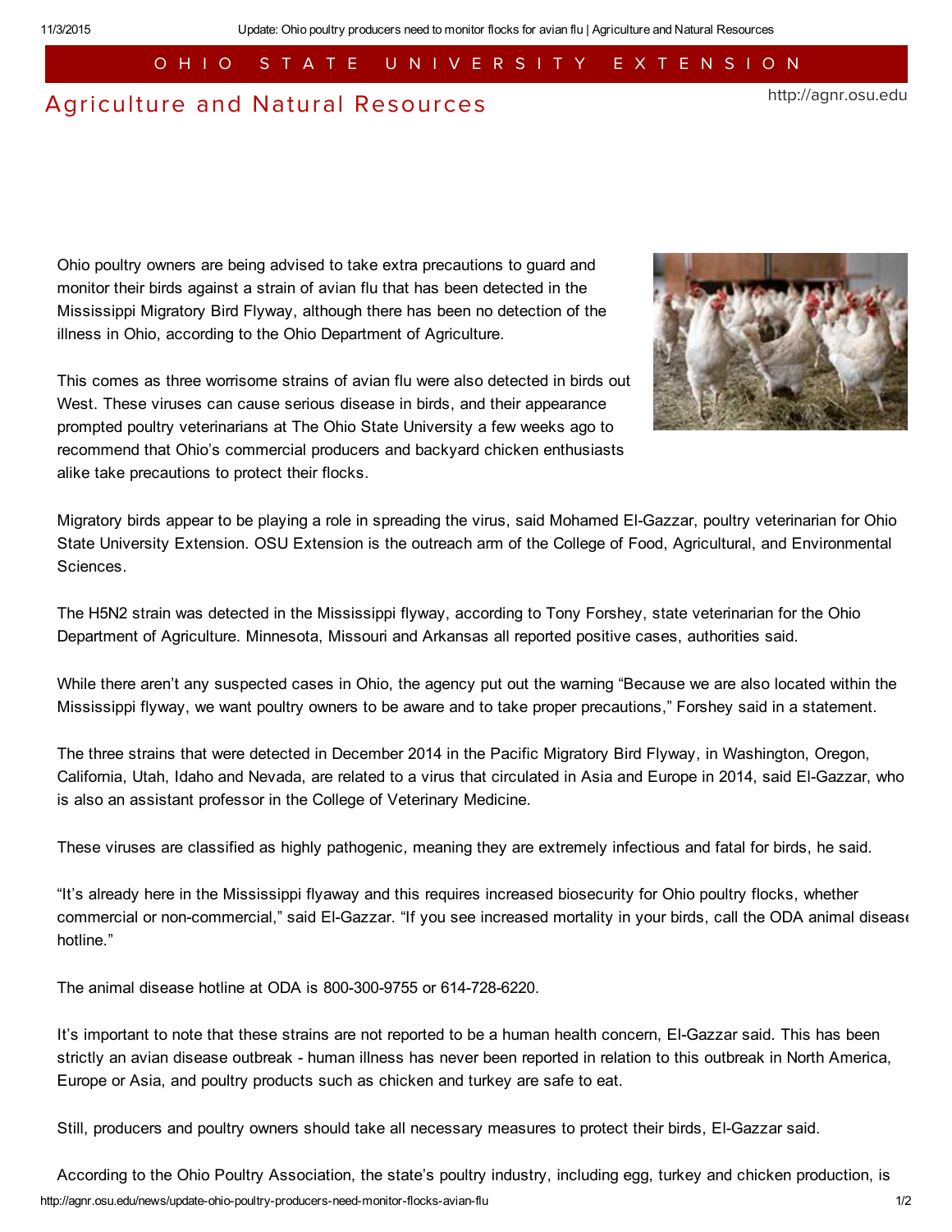OHIO STATE UNIVERSITY EXTENSION

# Agriculture and Natural Resources

http://agnr.osu.edu

Ohio poultry owners are being advised to take extra precautions to guard and monitor their birds against a strain of avian flu that has been detected in the Mississippi Migratory Bird Flyway, although there has been no detection of the illness in Ohio, according to the Ohio Department of Agriculture.

This comes as three worrisome strains of avian flu were also detected in birds out West. These viruses can cause serious disease in birds, and their appearance prompted poultry veterinarians at The Ohio State University a few weeks ago to recommend that Ohio's commercial producers and backyard chicken enthusiasts alike take precautions to protect their flocks.

Migratory birds appear to be playing a role in spreading the virus, said Mohamed El-Gazzar, poultry veterinarian for Ohio State University Extension. OSU Extension is the outreach arm of the College of Food, Agricultural, and Environmental Sciences.

The H5N2 strain was detected in the Mississippi flyway, according to Tony Forshey, state veterinarian for the Ohio Department of Agriculture. Minnesota, Missouri and Arkansas all reported positive cases, authorities said.

While there aren't any suspected cases in Ohio, the agency put out the warning "Because we are also located within the Mississippi flyway, we want poultry owners to be aware and to take proper precautions," Forshey said in a statement.

The three strains that were detected in December 2014 in the Pacific Migratory Bird Flyway, in Washington, Oregon, California, Utah, Idaho and Nevada, are related to a virus that circulated in Asia and Europe in 2014, said El-Gazzar, who is also an assistant professor in the College of Veterinary Medicine.

These viruses are classified as highly pathogenic, meaning they are extremely infectious and fatal for birds, he said.

"It's already here in the Mississippi flayaway and this requires increased biosecurity for Ohio poultry flocks, whether commercial or non-commercial," said El-Gazzar. "If you see increased mortality in your birds, call the ODA animal disease hotline."

The animal disease hotline at ODA is 800-300-9755 or 614-728-6220.

It's important to note that these strains are not reported to be a human health concern, El-Gazzar said. This has been strictly an avian disease outbreak - human illness has never been reported in relation to this outbreak in North America, Europe or Asia, and poultry products such as chicken and turkey are safe to eat.

Still, producers and poultry owners should take all necessary measures to protect their birds, El-Gazzar said.

According to the Ohio Poultry Association, the state's poultry industry, including egg, turkey and chicken production, is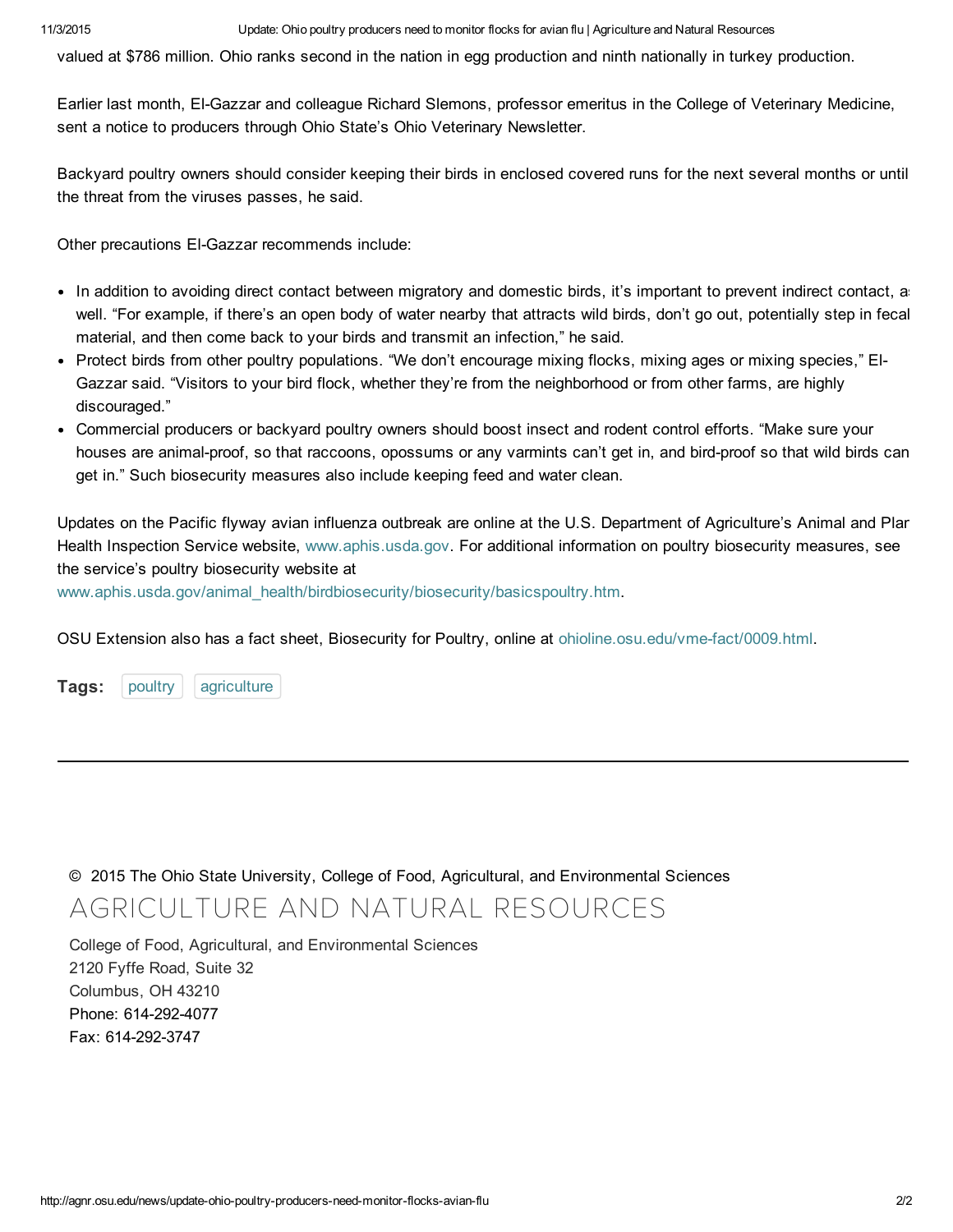valued at $786 million. Ohio ranks second in the nation in egg production and ninth nationally in turkey production.

Earlier last month, El-Gazzar and colleague Richard Slemons, professor emeritus in the College of Veterinary Medicine, sent a notice to producers through Ohio State's Ohio Veterinary Newsletter.

Backyard poultry owners should consider keeping their birds in enclosed covered runs for the next several months or until the threat from the viruses passes, he said.

Other precautions El-Gazzar recommends include:

- In addition to avoiding direct contact between migratory and domestic birds, it's important to prevent indirect contact, as well. "For example, if there's an open body of water nearby that attracts wild birds, don't go out, potentially step in fecal material, and then come back to your birds and transmit an infection," he said.
- Protect birds from other poultry populations. "We don't encourage mixing flocks, mixing ages or mixing species," El-Gazzar said. "Visitors to your bird flock, whether they're from the neighborhood or from other farms, are highly discouraged."
- Commercial producers or backyard poultry owners should boost insect and rodent control efforts. "Make sure your houses are animal-proof, so that raccoons, opossums or any varmints can't get in, and bird-proof so that wild birds can't get in." Such biosecurity measures also include keeping feed and water clean.

Updates on the Pacific flyway avian influenza outbreak are online at the U.S. Department of Agriculture's Animal and Plant Health Inspection Service website, www.aphis.usda.gov. For additional information on poultry biosecurity measures, see the service's poultry biosecurity website at www.aphis.usda.gov/animal_health/birdbiosecurity/biosecurity/basicspoultry.htm.

OSU Extension also has a fact sheet, Biosecurity for Poultry, online at ohioline.osu.edu/vme-fact/0009.html.

**Tags:** poultry agriculture

---

© 2015 The Ohio State University, College of Food, Agricultural, and Environmental Sciences

AGRICULTURE AND NATURAL RESOURCES

College of Food, Agricultural, and Environmental Sciences
2120 Fyffe Road, Suite 32
Columbus, OH 43210
Phone: 614-292-4077
Fax: 614-292-3747